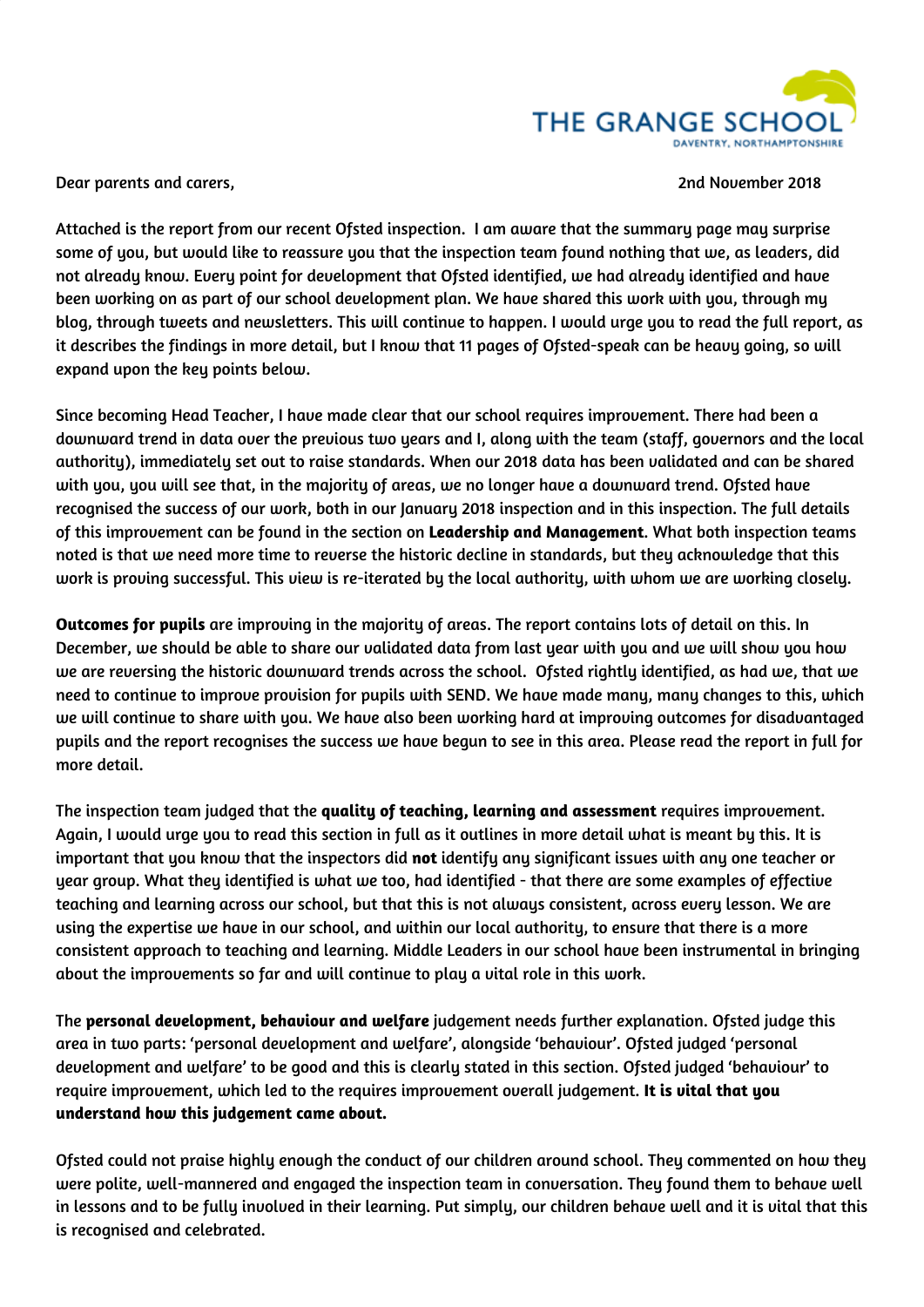THE GRANGE SCHOOL
DAVENTRY, NORTHAMPTONSHIRE

Dear parents and carers,

2nd November 2018

Attached is the report from our recent Ofsted inspection. I am aware that the summary page may surprise some of you, but would like to reassure you that the inspection team found nothing that we, as leaders, did not already know. Every point for development that Ofsted identified, we had already identified and have been working on as part of our school development plan. We have shared this work with you, through my blog, through tweets and newsletters. This will continue to happen. I would urge you to read the full report, as it describes the findings in more detail, but I know that 11 pages of Ofsted-speak can be heavy going, so will expand upon the key points below.

Since becoming Head Teacher, I have made clear that our school requires improvement. There had been a downward trend in data over the previous two years and I, along with the team (staff, governors and the local authority), immediately set out to raise standards. When our 2018 data has been validated and can be shared with you, you will see that, in the majority of areas, we no longer have a downward trend. Ofsted have recognised the success of our work, both in our January 2018 inspection and in this inspection. The full details of this improvement can be found in the section on **Leadership and Management**. What both inspection teams noted is that we need more time to reverse the historic decline in standards, but they acknowledge that this work is proving successful. This view is re-iterated by the local authority, with whom we are working closely.

**Outcomes for pupils** are improving in the majority of areas. The report contains lots of detail on this. In December, we should be able to share our validated data from last year with you and we will show you how we are reversing the historic downward trends across the school. Ofsted rightly identified, as had we, that we need to continue to improve provision for pupils with SEND. We have made many, many changes to this, which we will continue to share with you. We have also been working hard at improving outcomes for disadvantaged pupils and the report recognises the success we have begun to see in this area. Please read the report in full for more detail.

The inspection team judged that the **quality of teaching, learning and assessment** requires improvement. Again, I would urge you to read this section in full as it outlines in more detail what is meant by this. It is important that you know that the inspectors did **not** identify any significant issues with any one teacher or year group. What they identified is what we too, had identified - that there are some examples of effective teaching and learning across our school, but that this is not always consistent, across every lesson. We are using the expertise we have in our school, and within our local authority, to ensure that there is a more consistent approach to teaching and learning. Middle Leaders in our school have been instrumental in bringing about the improvements so far and will continue to play a vital role in this work.

The **personal development, behaviour and welfare** judgement needs further explanation. Ofsted judge this area in two parts: 'personal development and welfare', alongside 'behaviour'. Ofsted judged 'personal development and welfare' to be good and this is clearly stated in this section. Ofsted judged 'behaviour' to require improvement, which led to the requires improvement overall judgement. **It is vital that you understand how this judgement came about.**

Ofsted could not praise highly enough the conduct of our children around school. They commented on how they were polite, well-mannered and engaged the inspection team in conversation. They found them to behave well in lessons and to be fully involved in their learning. Put simply, our children behave well and it is vital that this is recognised and celebrated.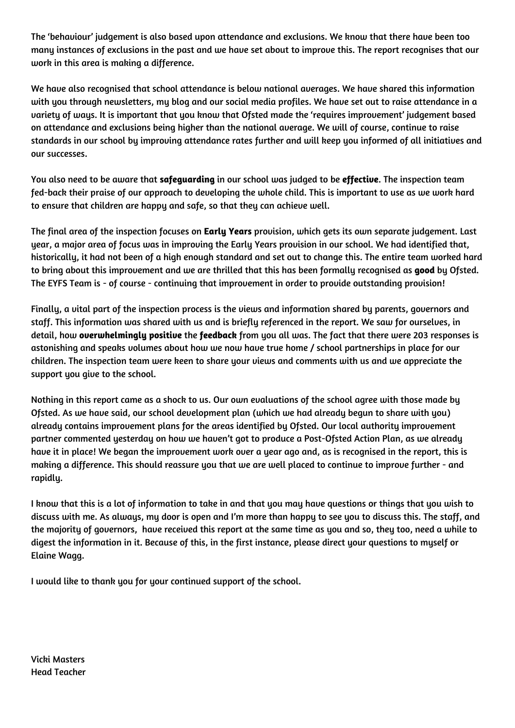The 'behaviour' judgement is also based upon attendance and exclusions. We know that there have been too many instances of exclusions in the past and we have set about to improve this. The report recognises that our work in this area is making a difference.

We have also recognised that school attendance is below national averages. We have shared this information with you through newsletters, my blog and our social media profiles. We have set out to raise attendance in a variety of ways. It is important that you know that Ofsted made the 'requires improvement' judgement based on attendance and exclusions being higher than the national average. We will of course, continue to raise standards in our school by improving attendance rates further and will keep you informed of all initiatives and our successes.

You also need to be aware that **safeguarding** in our school was judged to be **effective**. The inspection team fed-back their praise of our approach to developing the whole child. This is important to use as we work hard to ensure that children are happy and safe, so that they can achieve well.

The final area of the inspection focuses on **Early Years** provision, which gets its own separate judgement. Last year, a major area of focus was in improving the Early Years provision in our school. We had identified that, historically, it had not been of a high enough standard and set out to change this. The entire team worked hard to bring about this improvement and we are thrilled that this has been formally recognised as **good** by Ofsted. The EYFS Team is - of course - continuing that improvement in order to provide outstanding provision!

Finally, a vital part of the inspection process is the views and information shared by parents, governors and staff. This information was shared with us and is briefly referenced in the report. We saw for ourselves, in detail, how **overwhelmingly positive** the **feedback** from you all was. The fact that there were 203 responses is astonishing and speaks volumes about how we now have true home / school partnerships in place for our children. The inspection team were keen to share your views and comments with us and we appreciate the support you give to the school.

Nothing in this report came as a shock to us. Our own evaluations of the school agree with those made by Ofsted. As we have said, our school development plan (which we had already begun to share with you) already contains improvement plans for the areas identified by Ofsted. Our local authority improvement partner commented yesterday on how we haven't got to produce a Post-Ofsted Action Plan, as we already have it in place! We began the improvement work over a year ago and, as is recognised in the report, this is making a difference. This should reassure you that we are well placed to continue to improve further - and rapidly.

I know that this is a lot of information to take in and that you may have questions or things that you wish to discuss with me. As always, my door is open and I'm more than happy to see you to discuss this. The staff, and the majority of governors, have received this report at the same time as you and so, they too, need a while to digest the information in it. Because of this, in the first instance, please direct your questions to myself or Elaine Wagg.

I would like to thank you for your continued support of the school.

Vicki Masters
Head Teacher